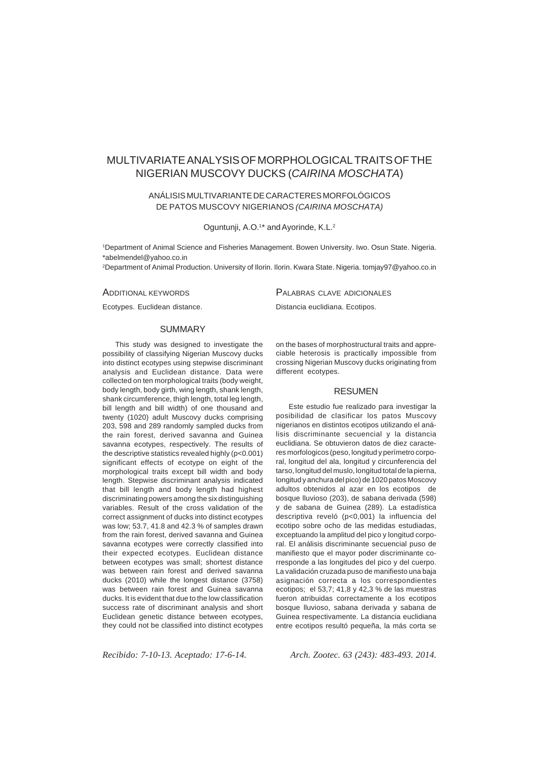# MULTIVARIATE ANALYSIS OF MORPHOLOGICAL TRAITS OF THE NIGERIAN MUSCOVY DUCKS (*CAIRINA MOSCHATA*)

## ANÁLISIS MULTIVARIANTE DE CARACTERES MORFOLÓGICOS DE PATOS MUSCOVY NIGERIANOS *(CAIRINA MOSCHATA)*

Oguntunji, A.O.[1]* and Ayorinde, K.L.[2]

[1]Department of Animal Science and Fisheries Management. Bowen University. Iwo. Osun State. Nigeria. *abelmendel@yahoo.co.in

[2]Department of Animal Production. University of Ilorin. Ilorin. Kwara State. Nigeria. tomjay97@yahoo.co.in

**ADDITIONAL KEYWORDS**

Ecotypes. Euclidean distance.

**PALABRAS CLAVE ADICIONALES**

Distancia euclidiana. Ecotipos.

## SUMMARY

This study was designed to investigate the possibility of classifying Nigerian Muscovy ducks into distinct ecotypes using stepwise discriminant analysis and Euclidean distance. Data were collected on ten morphological traits (body weight, body length, body girth, wing length, shank length, shank circumference, thigh length, total leg length, bill length and bill width) of one thousand and twenty (1020) adult Muscovy ducks comprising 203, 598 and 289 randomly sampled ducks from the rain forest, derived savanna and Guinea savanna ecotypes, respectively. The results of the descriptive statistics revealed highly ($p<0.001$) significant effects of ecotype on eight of the morphological traits except bill width and body length. Stepwise discriminant analysis indicated that bill length and body length had highest discriminating powers among the six distinguishing variables. Result of the cross validation of the correct assignment of ducks into distinct ecotypes was low; 53.7, 41.8 and 42.3 % of samples drawn from the rain forest, derived savanna and Guinea savanna ecotypes were correctly classified into their expected ecotypes. Euclidean distance between ecotypes was small; shortest distance was between rain forest and derived savanna ducks (2010) while the longest distance (3758) was between rain forest and Guinea savanna ducks. It is evident that due to the low classification success rate of discriminant analysis and short Euclidean genetic distance between ecotypes, they could not be classified into distinct ecotypes on the bases of morphostructural traits and appreciable heterosis is practically impossible from crossing Nigerian Muscovy ducks originating from different ecotypes.

## RESUMEN

Este estudio fue realizado para investigar la posibilidad de clasificar los patos Muscovy nigerianos en distintos ecotipos utilizando el análisis discriminante secuencial y la distancia euclidiana. Se obtuvieron datos de diez caracteres morfologicos (peso, longitud y perímetro corporal, longitud del ala, longitud y circunferencia del tarso, longitud del muslo, longitud total de la pierna, longitud y anchura del pico) de 1020 patos Moscovy adultos obtenidos al azar en los ecotipos de bosque lluvioso (203), de sabana derivada (598) y de sabana de Guinea (289). La estadística descriptiva reveló ($p<0,001$) la influencia del ecotipo sobre ocho de las medidas estudiadas, exceptuando la amplitud del pico y longitud corporal. El análisis discriminante secuencial puso de manifiesto que el mayor poder discriminante corresponde a las longitudes del pico y del cuerpo. La validación cruzada puso de manifiesto una baja asignación correcta a los correspondientes ecotipos; el 53,7; 41,8 y 42,3 % de las muestras fueron atribuidas correctamente a los ecotipos bosque lluvioso, sabana derivada y sabana de Guinea respectivamente. La distancia euclidiana entre ecotipos resultó pequeña, la más corta se

*Recibido: 7-10-13. Aceptado: 17-6-14.*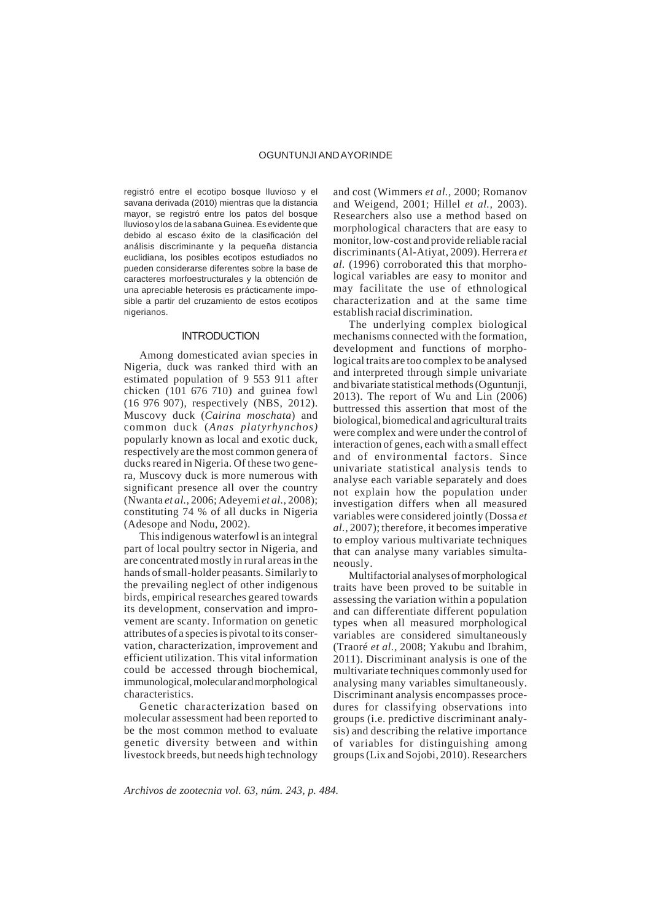registró entre el ecotipo bosque lluvioso y el savana derivada (2010) mientras que la distancia mayor, se registró entre los patos del bosque lluvioso y los de la sabana Guinea. Es evidente que debido al escaso éxito de la clasificación del análisis discriminante y la pequeña distancia euclidiana, los posibles ecotipos estudiados no pueden considerarse diferentes sobre la base de caracteres morfoestructurales y la obtención de una apreciable heterosis es prácticamente imposible a partir del cruzamiento de estos ecotipos nigerianos.

## INTRODUCTION

Among domesticated avian species in Nigeria, duck was ranked third with an estimated population of 9 553 911 after chicken (101 676 710) and guinea fowl (16 976 907), respectively (NBS, 2012). Muscovy duck (*Cairina moschata*) and common duck (*Anas platyrhynchos)* popularly known as local and exotic duck, respectively are the most common genera of ducks reared in Nigeria. Of these two genera, Muscovy duck is more numerous with significant presence all over the country (Nwanta *et al.,* 2006; Adeyemi *et al.,* 2008); constituting 74 % of all ducks in Nigeria (Adesope and Nodu, 2002).

This indigenous waterfowl is an integral part of local poultry sector in Nigeria, and are concentrated mostly in rural areas in the hands of small-holder peasants. Similarly to the prevailing neglect of other indigenous birds, empirical researches geared towards its development, conservation and improvement are scanty. Information on genetic attributes of a species is pivotal to its conservation, characterization, improvement and efficient utilization. This vital information could be accessed through biochemical, immunological, molecular and morphological characteristics.

Genetic characterization based on molecular assessment had been reported to be the most common method to evaluate genetic diversity between and within livestock breeds, but needs high technology and cost (Wimmers *et al.,* 2000; Romanov and Weigend, 2001; Hillel *et al.,* 2003). Researchers also use a method based on morphological characters that are easy to monitor, low-cost and provide reliable racial discriminants (Al-Atiyat, 2009). Herrera *et al.* (1996) corroborated this that morphological variables are easy to monitor and may facilitate the use of ethnological characterization and at the same time establish racial discrimination.

The underlying complex biological mechanisms connected with the formation, development and functions of morphological traits are too complex to be analysed and interpreted through simple univariate and bivariate statistical methods (Oguntunji, 2013). The report of Wu and Lin (2006) buttressed this assertion that most of the biological, biomedical and agricultural traits were complex and were under the control of interaction of genes, each with a small effect and of environmental factors. Since univariate statistical analysis tends to analyse each variable separately and does not explain how the population under investigation differs when all measured variables were considered jointly (Dossa *et al.*, 2007); therefore, it becomes imperative to employ various multivariate techniques that can analyse many variables simultaneously.

Multifactorial analyses of morphological traits have been proved to be suitable in assessing the variation within a population and can differentiate different population types when all measured morphological variables are considered simultaneously (Traoré *et al.*, 2008; Yakubu and Ibrahim, 2011). Discriminant analysis is one of the multivariate techniques commonly used for analysing many variables simultaneously. Discriminant analysis encompasses procedures for classifying observations into groups (i.e. predictive discriminant analysis) and describing the relative importance of variables for distinguishing among groups (Lix and Sojobi, 2010). Researchers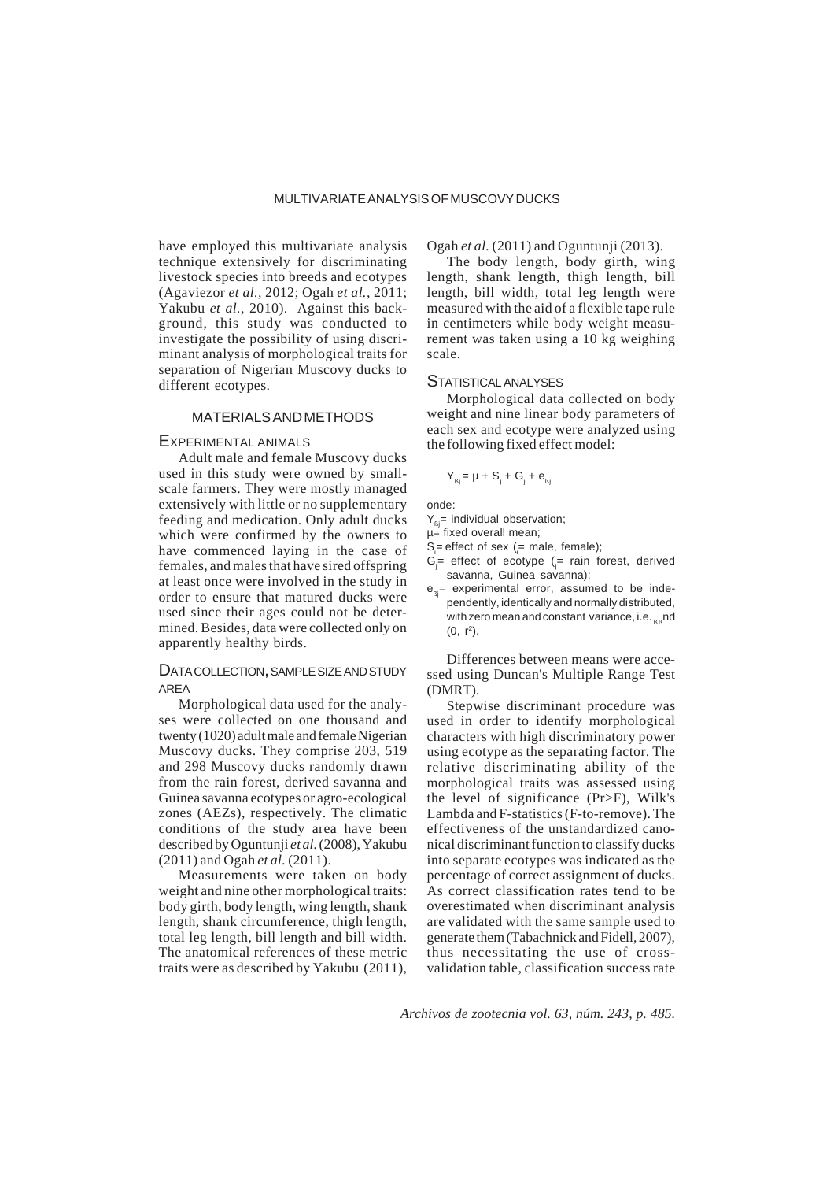have employed this multivariate analysis technique extensively for discriminating livestock species into breeds and ecotypes (Agaviezor *et al.*, 2012; Ogah *et al.*, 2011; Yakubu *et al.*, 2010). Against this background, this study was conducted to investigate the possibility of using discriminant analysis of morphological traits for separation of Nigerian Muscovy ducks to different ecotypes.

## MATERIALS AND METHODS

### EXPERIMENTAL ANIMALS

Adult male and female Muscovy ducks used in this study were owned by small-scale farmers. They were mostly managed extensively with little or no supplementary feeding and medication. Only adult ducks which were confirmed by the owners to have commenced laying in the case of females, and males that have sired offspring at least once were involved in the study in order to ensure that matured ducks were used since their ages could not be determined. Besides, data were collected only on apparently healthy birds.

### DATA COLLECTION, SAMPLE SIZE AND STUDY AREA

Morphological data used for the analyses were collected on one thousand and twenty (1020) adult male and female Nigerian Muscovy ducks. They comprise 203, 519 and 298 Muscovy ducks randomly drawn from the rain forest, derived savanna and Guinea savanna ecotypes or agro-ecological zones (AEZs), respectively. The climatic conditions of the study area have been described by Oguntunji *et al.* (2008), Yakubu (2011) and Ogah *et al.* (2011).

Measurements were taken on body weight and nine other morphological traits: body girth, body length, wing length, shank length, shank circumference, thigh length, total leg length, bill length and bill width. The anatomical references of these metric traits were as described by Yakubu (2011), Ogah *et al.* (2011) and Oguntunji (2013).

The body length, body girth, wing length, shank length, thigh length, bill length, bill width, total leg length were measured with the aid of a flexible tape rule in centimeters while body weight measurement was taken using a 10 kg weighing scale.

### STATISTICAL ANALYSES

Morphological data collected on body weight and nine linear body parameters of each sex and ecotype were analyzed using the following fixed effect model:

$$Y_{ßj} = \mu + S_j + G_j + e_{ßj}$$

onde:

$Y_{ßj}$= individual observation;

$\mu$= fixed overall mean;

$S_i$= effect of sex ($_i$= male, female);

$G_j$= effect of ecotype ($_j$= rain forest, derived savanna, Guinea savanna);

$e_{ßj}$= experimental error, assumed to be independently, identically and normally distributed, with zero mean and constant variance, i.e. $_{ßß}$nd $(0,\ r^2)$.

Differences between means were accessed using Duncan's Multiple Range Test (DMRT).

Stepwise discriminant procedure was used in order to identify morphological characters with high discriminatory power using ecotype as the separating factor. The relative discriminating ability of the morphological traits was assessed using the level of significance (Pr>F), Wilk's Lambda and F-statistics (F-to-remove). The effectiveness of the unstandardized canonical discriminant function to classify ducks into separate ecotypes was indicated as the percentage of correct assignment of ducks. As correct classification rates tend to be overestimated when discriminant analysis are validated with the same sample used to generate them (Tabachnick and Fidell, 2007), thus necessitating the use of cross-validation table, classification success rate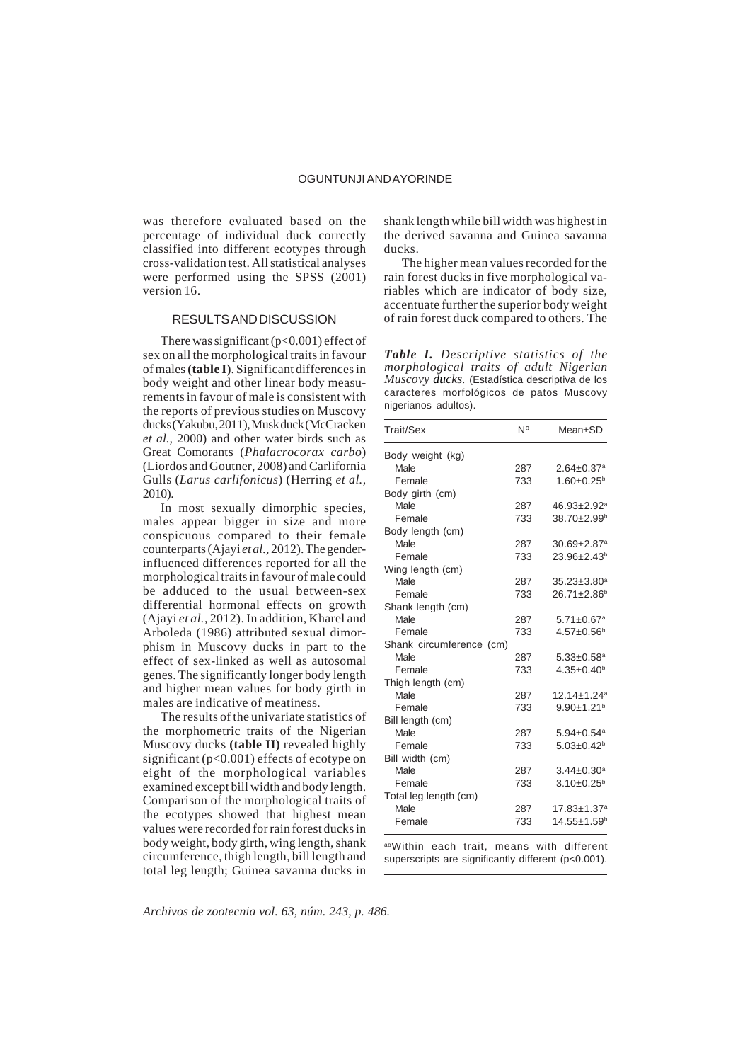was therefore evaluated based on the percentage of individual duck correctly classified into different ecotypes through cross-validation test. All statistical analyses were performed using the SPSS (2001) version 16.

## RESULTS AND DISCUSSION

There was significant ($p<0.001$) effect of sex on all the morphological traits in favour of males **(table I)**. Significant differences in body weight and other linear body measurements in favour of male is consistent with the reports of previous studies on Muscovy ducks (Yakubu, 2011), Musk duck (McCracken *et al.,* 2000) and other water birds such as Great Comorants (*Phalacrocorax carbo*) (Liordos and Goutner, 2008) and Carlifornia Gulls (*Larus carlifonicus*) (Herring *et al.,* 2010).

In most sexually dimorphic species, males appear bigger in size and more conspicuous compared to their female counterparts (Ajayi *et al.,* 2012). The gender-influenced differences reported for all the morphological traits in favour of male could be adduced to the usual between-sex differential hormonal effects on growth (Ajayi *et al.,* 2012). In addition, Kharel and Arboleda (1986) attributed sexual dimorphism in Muscovy ducks in part to the effect of sex-linked as well as autosomal genes. The significantly longer body length and higher mean values for body girth in males are indicative of meatiness.

The results of the univariate statistics of the morphometric traits of the Nigerian Muscovy ducks **(table II)** revealed highly significant ($p<0.001$) effects of ecotype on eight of the morphological variables examined except bill width and body length. Comparison of the morphological traits of the ecotypes showed that highest mean values were recorded for rain forest ducks in body weight, body girth, wing length, shank circumference, thigh length, bill length and total leg length; Guinea savanna ducks in shank length while bill width was highest in the derived savanna and Guinea savanna ducks.

The higher mean values recorded for the rain forest ducks in five morphological variables which are indicator of body size, accentuate further the superior body weight of rain forest duck compared to others. The

***Table I.*** *Descriptive statistics of the morphological traits of adult Nigerian Muscovy ducks.* (Estadística descriptiva de los caracteres morfológicos de patos Muscovy nigerianos adultos).

| Trait/Sex | Nº | Mean±SD |
|---|---|---|
| Body weight (kg) | | |
| Male | 287 | 2.64±0.37[a] |
| Female | 733 | 1.60±0.25[b] |
| Body girth (cm) | | |
| Male | 287 | 46.93±2.92[a] |
| Female | 733 | 38.70±2.99[b] |
| Body length (cm) | | |
| Male | 287 | 30.69±2.87[a] |
| Female | 733 | 23.96±2.43[b] |
| Wing length (cm) | | |
| Male | 287 | 35.23±3.80[a] |
| Female | 733 | 26.71±2.86[b] |
| Shank length (cm) | | |
| Male | 287 | 5.71±0.67[a] |
| Female | 733 | 4.57±0.56[b] |
| Shank circumference (cm) | | |
| Male | 287 | 5.33±0.58[a] |
| Female | 733 | 4.35±0.40[b] |
| Thigh length (cm) | | |
| Male | 287 | 12.14±1.24[a] |
| Female | 733 | 9.90±1.21[b] |
| Bill length (cm) | | |
| Male | 287 | 5.94±0.54[a] |
| Female | 733 | 5.03±0.42[b] |
| Bill width (cm) | | |
| Male | 287 | 3.44±0.30[a] |
| Female | 733 | 3.10±0.25[b] |
| Total leg length (cm) | | |
| Male | 287 | 17.83±1.37[a] |
| Female | 733 | 14.55±1.59[b] |

[ab]Within each trait, means with different superscripts are significantly different ($p<0.001$).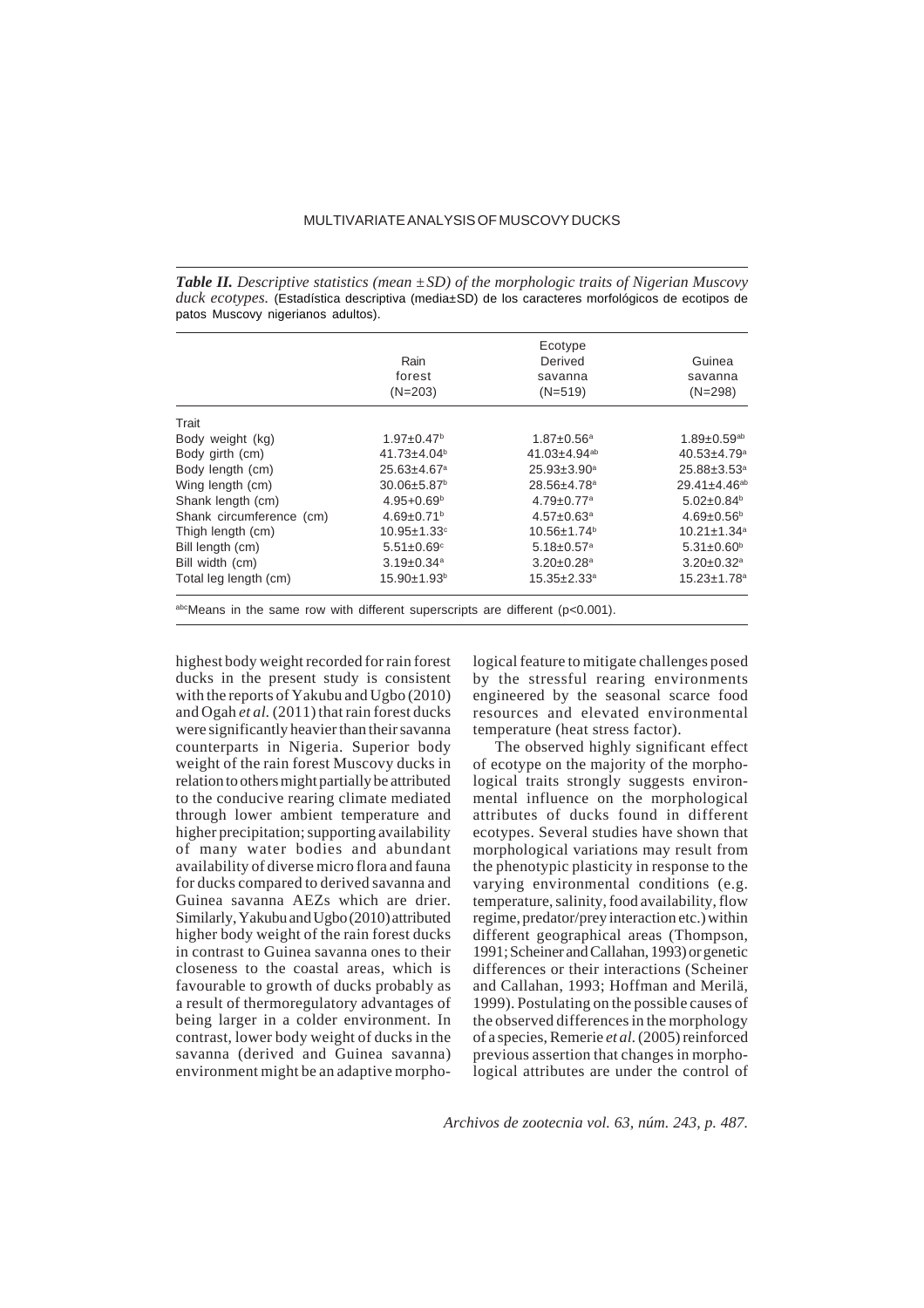***Table II.*** *Descriptive statistics (mean ±SD) of the morphologic traits of Nigerian Muscovy duck ecotypes.* (Estadística descriptiva (media±SD) de los caracteres morfológicos de ecotipos de patos Muscovy nigerianos adultos).

| | Ecotype | | |
|---|---|---|---|
| | Rain forest (N=203) | Derived savanna (N=519) | Guinea savanna (N=298) |
| Trait | | | |
| Body weight (kg) | 1.97±0.47[b] | 1.87±0.56[a] | 1.89±0.59[ab] |
| Body girth (cm) | 41.73±4.04[b] | 41.03±4.94[ab] | 40.53±4.79[a] |
| Body length (cm) | 25.63±4.67[a] | 25.93±3.90[a] | 25.88±3.53[a] |
| Wing length (cm) | 30.06±5.87[b] | 28.56±4.78[a] | 29.41±4.46[ab] |
| Shank length (cm) | 4.95+0.69[b] | 4.79±0.77[a] | 5.02±0.84[b] |
| Shank circumference (cm) | 4.69±0.71[b] | 4.57±0.63[a] | 4.69±0.56[b] |
| Thigh length (cm) | 10.95±1.33[c] | 10.56±1.74[b] | 10.21±1.34[a] |
| Bill length (cm) | 5.51±0.69[c] | 5.18±0.57[a] | 5.31±0.60[b] |
| Bill width (cm) | 3.19±0.34[a] | 3.20±0.28[a] | 3.20±0.32[a] |
| Total leg length (cm) | 15.90±1.93[b] | 15.35±2.33[a] | 15.23±1.78[a] |

[abc]Means in the same row with different superscripts are different (p<0.001).

highest body weight recorded for rain forest ducks in the present study is consistent with the reports of Yakubu and Ugbo (2010) and Ogah *et al.* (2011) that rain forest ducks were significantly heavier than their savanna counterparts in Nigeria. Superior body weight of the rain forest Muscovy ducks in relation to others might partially be attributed to the conducive rearing climate mediated through lower ambient temperature and higher precipitation; supporting availability of many water bodies and abundant availability of diverse micro flora and fauna for ducks compared to derived savanna and Guinea savanna AEZs which are drier. Similarly, Yakubu and Ugbo (2010) attributed higher body weight of the rain forest ducks in contrast to Guinea savanna ones to their closeness to the coastal areas, which is favourable to growth of ducks probably as a result of thermoregulatory advantages of being larger in a colder environment. In contrast, lower body weight of ducks in the savanna (derived and Guinea savanna) environment might be an adaptive morphological feature to mitigate challenges posed by the stressful rearing environments engineered by the seasonal scarce food resources and elevated environmental temperature (heat stress factor).

The observed highly significant effect of ecotype on the majority of the morphological traits strongly suggests environmental influence on the morphological attributes of ducks found in different ecotypes. Several studies have shown that morphological variations may result from the phenotypic plasticity in response to the varying environmental conditions (e.g. temperature, salinity, food availability, flow regime, predator/prey interaction etc.) within different geographical areas (Thompson, 1991; Scheiner and Callahan, 1993) or genetic differences or their interactions (Scheiner and Callahan, 1993; Hoffman and Merilä, 1999). Postulating on the possible causes of the observed differences in the morphology of a species, Remerie *et al.* (2005) reinforced previous assertion that changes in morphological attributes are under the control of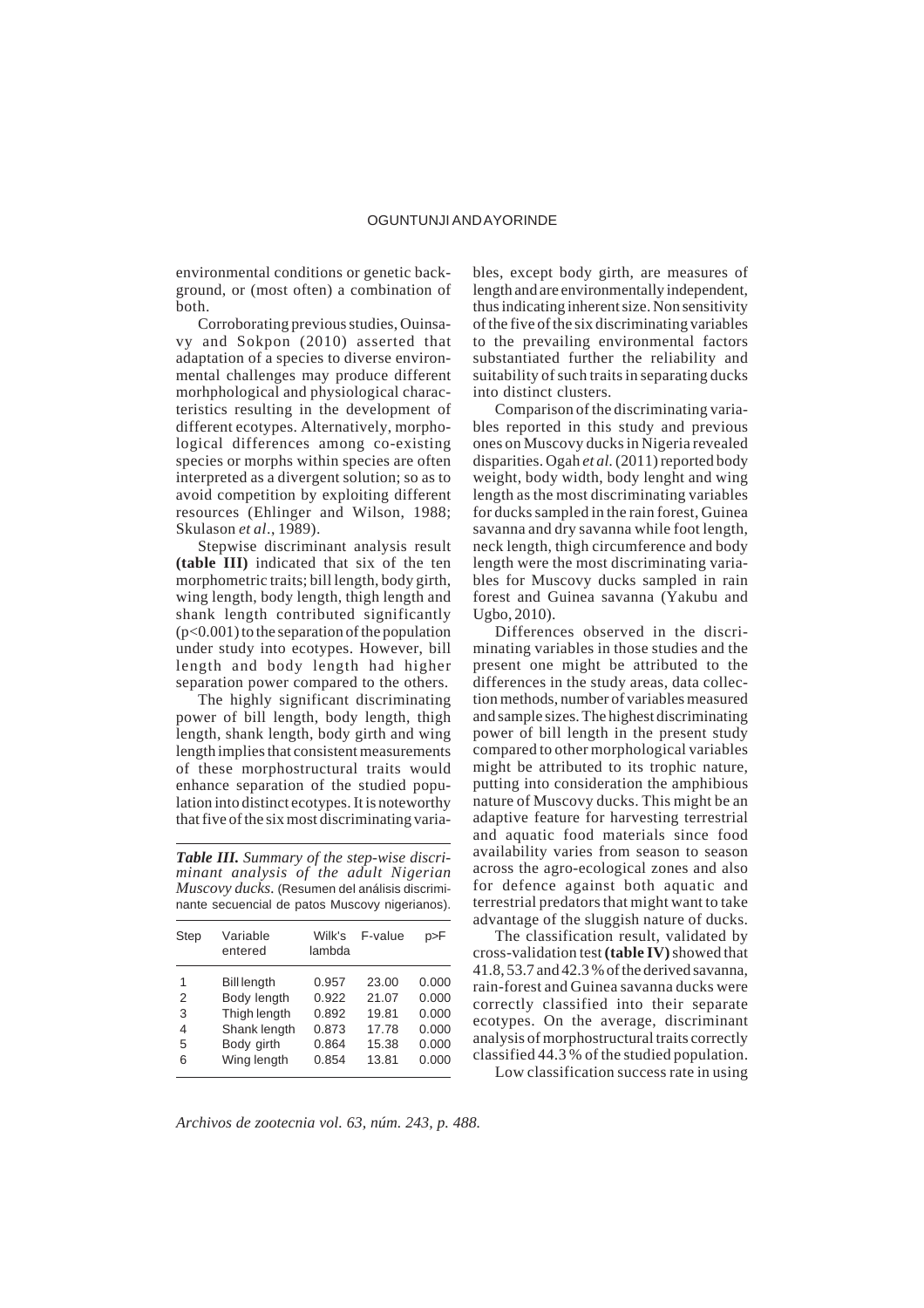environmental conditions or genetic background, or (most often) a combination of both.

Corroborating previous studies, Ouinsavy and Sokpon (2010) asserted that adaptation of a species to diverse environmental challenges may produce different morhphological and physiological characteristics resulting in the development of different ecotypes. Alternatively, morphological differences among co-existing species or morphs within species are often interpreted as a divergent solution; so as to avoid competition by exploiting different resources (Ehlinger and Wilson, 1988; Skulason *et al*., 1989).

Stepwise discriminant analysis result **(table III)** indicated that six of the ten morphometric traits; bill length, body girth, wing length, body length, thigh length and shank length contributed significantly ($p<0.001$) to the separation of the population under study into ecotypes. However, bill length and body length had higher separation power compared to the others.

The highly significant discriminating power of bill length, body length, thigh length, shank length, body girth and wing length implies that consistent measurements of these morphostructural traits would enhance separation of the studied population into distinct ecotypes. It is noteworthy that five of the six most discriminating variables, except body girth, are measures of length and are environmentally independent, thus indicating inherent size. Non sensitivity of the five of the six discriminating variables to the prevailing environmental factors substantiated further the reliability and suitability of such traits in separating ducks into distinct clusters.

***Table III.*** *Summary of the step-wise discriminant analysis of the adult Nigerian Muscovy ducks.* (Resumen del análisis discriminante secuencial de patos Muscovy nigerianos).

| Step | Variable entered | Wilk's lambda | F-value | p>F |
|---|---|---|---|---|
| 1 | Bill length | 0.957 | 23.00 | 0.000 |
| 2 | Body length | 0.922 | 21.07 | 0.000 |
| 3 | Thigh length | 0.892 | 19.81 | 0.000 |
| 4 | Shank length | 0.873 | 17.78 | 0.000 |
| 5 | Body girth | 0.864 | 15.38 | 0.000 |
| 6 | Wing length | 0.854 | 13.81 | 0.000 |

Comparison of the discriminating variables reported in this study and previous ones on Muscovy ducks in Nigeria revealed disparities. Ogah *et al.* (2011) reported body weight, body width, body lenght and wing length as the most discriminating variables for ducks sampled in the rain forest, Guinea savanna and dry savanna while foot length, neck length, thigh circumference and body length were the most discriminating variables for Muscovy ducks sampled in rain forest and Guinea savanna (Yakubu and Ugbo, 2010).

Differences observed in the discriminating variables in those studies and the present one might be attributed to the differences in the study areas, data collection methods, number of variables measured and sample sizes. The highest discriminating power of bill length in the present study compared to other morphological variables might be attributed to its trophic nature, putting into consideration the amphibious nature of Muscovy ducks. This might be an adaptive feature for harvesting terrestrial and aquatic food materials since food availability varies from season to season across the agro-ecological zones and also for defence against both aquatic and terrestrial predators that might want to take advantage of the sluggish nature of ducks.

The classification result, validated by cross-validation test **(table IV)** showed that 41.8, 53.7 and 42.3 % of the derived savanna, rain-forest and Guinea savanna ducks were correctly classified into their separate ecotypes. On the average, discriminant analysis of morphostructural traits correctly classified 44.3 % of the studied population.

Low classification success rate in using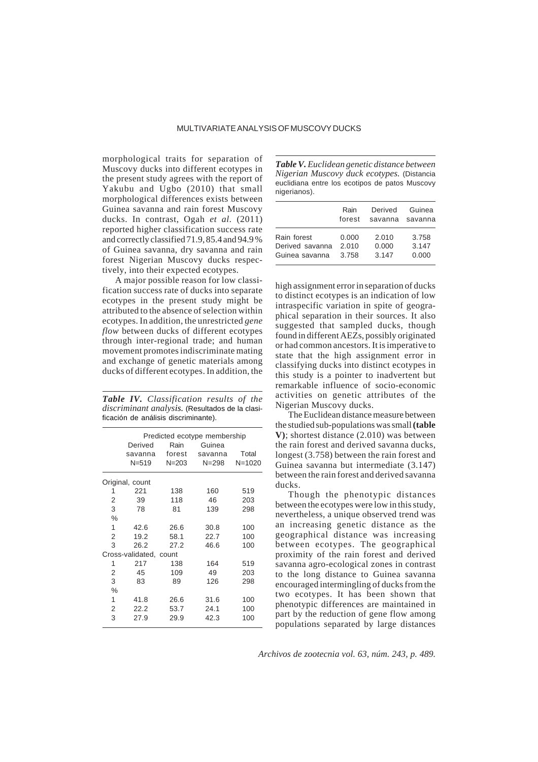morphological traits for separation of Muscovy ducks into different ecotypes in the present study agrees with the report of Yakubu and Ugbo (2010) that small morphological differences exists between Guinea savanna and rain forest Muscovy ducks. In contrast, Ogah *et al*. (2011) reported higher classification success rate and correctly classified 71.9, 85.4 and 94.9 % of Guinea savanna, dry savanna and rain forest Nigerian Muscovy ducks respectively, into their expected ecotypes.

A major possible reason for low classification success rate of ducks into separate ecotypes in the present study might be attributed to the absence of selection within ecotypes. In addition, the unrestricted *gene flow* between ducks of different ecotypes through inter-regional trade; and human movement promotes indiscriminate mating and exchange of genetic materials among ducks of different ecotypes. In addition, the

***Table IV.*** *Classification results of the discriminant analysis.* (Resultados de la clasificación de análisis discriminante).

| | Predicted ecotype membership | | | |
|---|---|---|---|---|
| | Derived savanna N=519 | Rain forest N=203 | Guinea savanna N=298 | Total N=1020 |
| Original, count | | | | |
| 1 | 221 | 138 | 160 | 519 |
| 2 | 39 | 118 | 46 | 203 |
| 3 | 78 | 81 | 139 | 298 |
| % | | | | |
| 1 | 42.6 | 26.6 | 30.8 | 100 |
| 2 | 19.2 | 58.1 | 22.7 | 100 |
| 3 | 26.2 | 27.2 | 46.6 | 100 |
| Cross-validated, count | | | | |
| 1 | 217 | 138 | 164 | 519 |
| 2 | 45 | 109 | 49 | 203 |
| 3 | 83 | 89 | 126 | 298 |
| % | | | | |
| 1 | 41.8 | 26.6 | 31.6 | 100 |
| 2 | 22.2 | 53.7 | 24.1 | 100 |
| 3 | 27.9 | 29.9 | 42.3 | 100 |

***Table V.*** *Euclidean genetic distance between Nigerian Muscovy duck ecotypes.* (Distancia euclidiana entre los ecotipos de patos Muscovy nigerianos).

| | Rain forest | Derived savanna | Guinea savanna |
|---|---|---|---|
| Rain forest | 0.000 | 2.010 | 3.758 |
| Derived savanna | 2.010 | 0.000 | 3.147 |
| Guinea savanna | 3.758 | 3.147 | 0.000 |

high assignment error in separation of ducks to distinct ecotypes is an indication of low intraspecific variation in spite of geographical separation in their sources. It also suggested that sampled ducks, though found in different AEZs, possibly originated or had common ancestors. It is imperative to state that the high assignment error in classifying ducks into distinct ecotypes in this study is a pointer to inadvertent but remarkable influence of socio-economic activities on genetic attributes of the Nigerian Muscovy ducks.

The Euclidean distance measure between the studied sub-populations was small **(table V)**; shortest distance (2.010) was between the rain forest and derived savanna ducks, longest (3.758) between the rain forest and Guinea savanna but intermediate (3.147) between the rain forest and derived savanna ducks.

Though the phenotypic distances between the ecotypes were low in this study, nevertheless, a unique observed trend was an increasing genetic distance as the geographical distance was increasing between ecotypes. The geographical proximity of the rain forest and derived savanna agro-ecological zones in contrast to the long distance to Guinea savanna encouraged intermingling of ducks from the two ecotypes. It has been shown that phenotypic differences are maintained in part by the reduction of gene flow among populations separated by large distances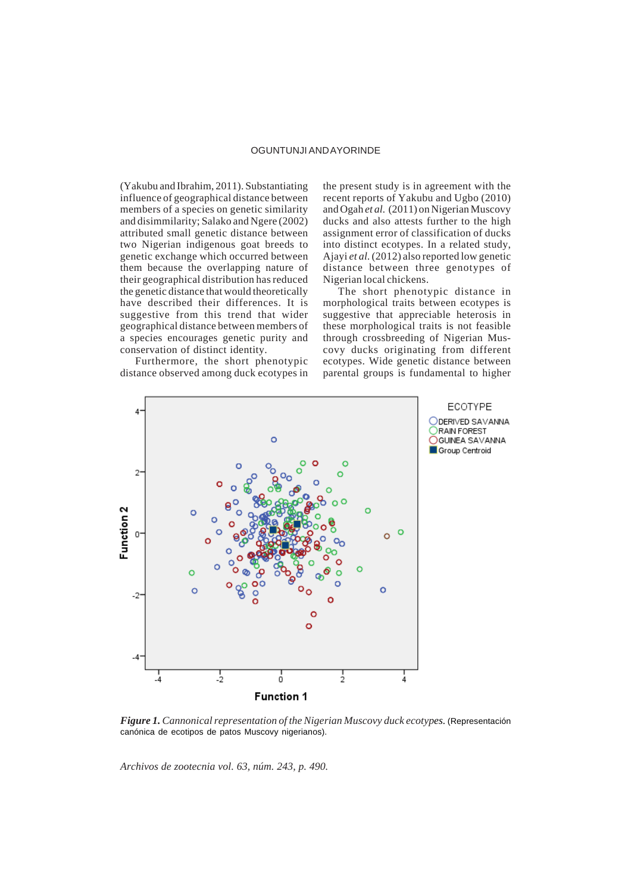(Yakubu and Ibrahim, 2011). Substantiating influence of geographical distance between members of a species on genetic similarity and disimmilarity; Salako and Ngere (2002) attributed small genetic distance between two Nigerian indigenous goat breeds to genetic exchange which occurred between them because the overlapping nature of their geographical distribution has reduced the genetic distance that would theoretically have described their differences. It is suggestive from this trend that wider geographical distance between members of a species encourages genetic purity and conservation of distinct identity.

Furthermore, the short phenotypic distance observed among duck ecotypes in the present study is in agreement with the recent reports of Yakubu and Ugbo (2010) and Ogah *et al.* (2011) on Nigerian Muscovy ducks and also attests further to the high assignment error of classification of ducks into distinct ecotypes. In a related study, Ajayi *et al.* (2012) also reported low genetic distance between three genotypes of Nigerian local chickens.

The short phenotypic distance in morphological traits between ecotypes is suggestive that appreciable heterosis in these morphological traits is not feasible through crossbreeding of Nigerian Muscovy ducks originating from different ecotypes. Wide genetic distance between parental groups is fundamental to higher

***Figure 1.*** *Cannonical representation of the Nigerian Muscovy duck ecotypes.* (Representación canónica de ecotipos de patos Muscovy nigerianos).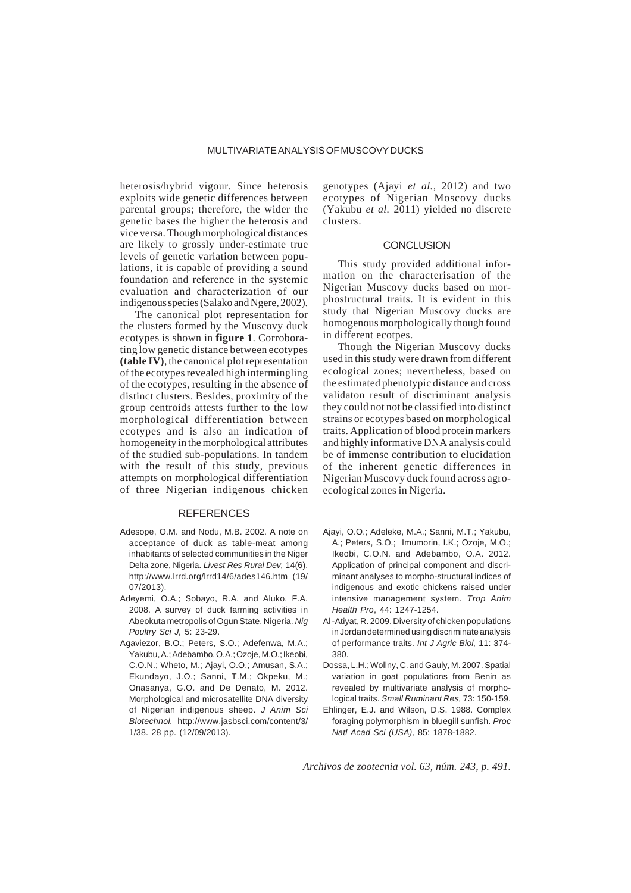heterosis/hybrid vigour. Since heterosis exploits wide genetic differences between parental groups; therefore, the wider the genetic bases the higher the heterosis and vice versa. Though morphological distances are likely to grossly under-estimate true levels of genetic variation between populations, it is capable of providing a sound foundation and reference in the systemic evaluation and characterization of our indigenous species (Salako and Ngere, 2002).

The canonical plot representation for the clusters formed by the Muscovy duck ecotypes is shown in **figure 1**. Corroborating low genetic distance between ecotypes **(table IV)**, the canonical plot representation of the ecotypes revealed high intermingling of the ecotypes, resulting in the absence of distinct clusters. Besides, proximity of the group centroids attests further to the low morphological differentiation between ecotypes and is also an indication of homogeneity in the morphological attributes of the studied sub-populations. In tandem with the result of this study, previous attempts on morphological differentiation of three Nigerian indigenous chicken genotypes (Ajayi *et al.,* 2012) and two ecotypes of Nigerian Moscovy ducks (Yakubu *et al.* 2011) yielded no discrete clusters.

## CONCLUSION

This study provided additional information on the characterisation of the Nigerian Muscovy ducks based on morphostructural traits. It is evident in this study that Nigerian Muscovy ducks are homogenous morphologically though found in different ecotpes.

Though the Nigerian Muscovy ducks used in this study were drawn from different ecological zones; nevertheless, based on the estimated phenotypic distance and cross validaton result of discriminant analysis they could not not be classified into distinct strains or ecotypes based on morphological traits. Application of blood protein markers and highly informative DNA analysis could be of immense contribution to elucidation of the inherent genetic differences in Nigerian Muscovy duck found across agro-ecological zones in Nigeria.

## REFERENCES

Adesope, O.M. and Nodu, M.B. 2002. A note on acceptance of duck as table-meat among inhabitants of selected communities in the Niger Delta zone, Nigeria. *Livest Res Rural Dev,* 14(6). http://www.lrrd.org/lrrd14/6/ades146.htm (19/07/2013).

Adeyemi, O.A.; Sobayo, R.A. and Aluko, F.A. 2008. A survey of duck farming activities in Abeokuta metropolis of Ogun State, Nigeria. *Nig Poultry Sci J,* 5: 23-29.

Agaviezor, B.O.; Peters, S.O.; Adefenwa, M.A.; Yakubu, A.; Adebambo, O.A.; Ozoje, M.O.; Ikeobi, C.O.N.; Wheto, M.; Ajayi, O.O.; Amusan, S.A.; Ekundayo, J.O.; Sanni, T.M.; Okpeku, M.; Onasanya, G.O. and De Denato, M. 2012. Morphological and microsatellite DNA diversity of Nigerian indigenous sheep. *J Anim Sci Biotechnol.* http://www.jasbsci.com/content/3/1/38. 28 pp. (12/09/2013).

Ajayi, O.O.; Adeleke, M.A.; Sanni, M.T.; Yakubu, A.; Peters, S.O.; Imumorin, I.K.; Ozoje, M.O.; Ikeobi, C.O.N. and Adebambo, O.A. 2012. Application of principal component and discriminant analyses to morpho-structural indices of indigenous and exotic chickens raised under intensive management system. *Trop Anim Health Pro*, 44: 1247-1254.

Al-Atiyat, R. 2009. Diversity of chicken populations in Jordan determined using discriminate analysis of performance traits. *Int J Agric Biol,* 11: 374-380.

Dossa, L.H.; Wollny, C. and Gauly, M. 2007. Spatial variation in goat populations from Benin as revealed by multivariate analysis of morphological traits. *Small Ruminant Res,* 73: 150-159.

Ehlinger, E.J. and Wilson, D.S. 1988. Complex foraging polymorphism in bluegill sunfish. *Proc Natl Acad Sci (USA),* 85: 1878-1882.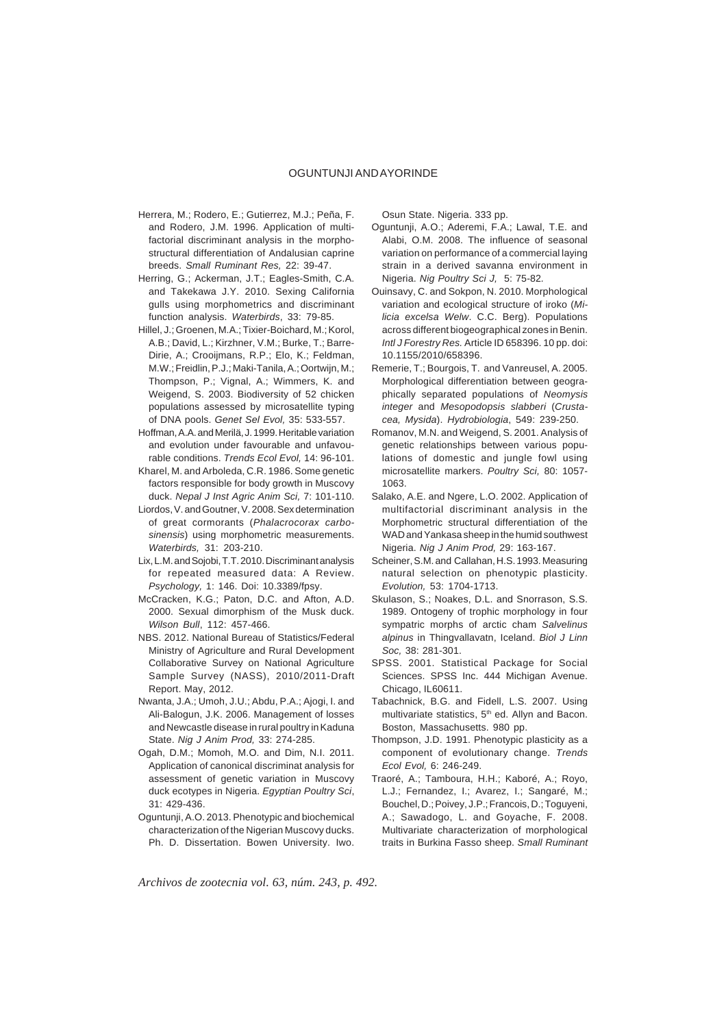Herrera, M.; Rodero, E.; Gutierrez, M.J.; Peña, F. and Rodero, J.M. 1996. Application of multifactorial discriminant analysis in the morphostructural differentiation of Andalusian caprine breeds. *Small Ruminant Res,* 22: 39-47.

Herring, G.; Ackerman, J.T.; Eagles-Smith, C.A. and Takekawa J.Y. 2010. Sexing California gulls using morphometrics and discriminant function analysis. *Waterbirds*, 33: 79-85.

Hillel, J.; Groenen, M.A.; Tixier-Boichard, M.; Korol, A.B.; David, L.; Kirzhner, V.M.; Burke, T.; Barre-Dirie, A.; Crooijmans, R.P.; Elo, K.; Feldman, M.W.; Freidlin, P.J.; Maki-Tanila, A.; Oortwijn, M.; Thompson, P.; Vignal, A.; Wimmers, K. and Weigend, S. 2003. Biodiversity of 52 chicken populations assessed by microsatellite typing of DNA pools. *Genet Sel Evol,* 35: 533-557.

Hoffman, A.A. and Merilä, J. 1999. Heritable variation and evolution under favourable and unfavourable conditions. *Trends Ecol Evol,* 14: 96-101.

Kharel, M. and Arboleda, C.R. 1986. Some genetic factors responsible for body growth in Muscovy duck. *Nepal J Inst Agric Anim Sci,* 7: 101-110.

Liordos, V. and Goutner, V. 2008. Sex determination of great cormorants (*Phalacrocorax carbo sinensis*) using morphometric measurements. *Waterbirds,* 31: 203-210.

Lix, L.M. and Sojobi, T.T. 2010. Discriminant analysis for repeated measured data: A Review. *Psychology,* 1: 146. Doi: 10.3389/fpsy.

McCracken, K.G.; Paton, D.C. and Afton, A.D. 2000. Sexual dimorphism of the Musk duck. *Wilson Bull*, 112: 457-466.

NBS. 2012. National Bureau of Statistics/Federal Ministry of Agriculture and Rural Development Collaborative Survey on National Agriculture Sample Survey (NASS), 2010/2011-Draft Report. May, 2012.

Nwanta, J.A.; Umoh, J.U.; Abdu, P.A.; Ajogi, I. and Ali-Balogun, J.K. 2006. Management of losses and Newcastle disease in rural poultry in Kaduna State. *Nig J Anim Prod,* 33: 274-285.

Ogah, D.M.; Momoh, M.O. and Dim, N.I. 2011. Application of canonical discriminat analysis for assessment of genetic variation in Muscovy duck ecotypes in Nigeria. *Egyptian Poultry Sci*, 31: 429-436.

Oguntunji, A.O. 2013. Phenotypic and biochemical characterization of the Nigerian Muscovy ducks. Ph. D. Dissertation. Bowen University. Iwo. Osun State. Nigeria. 333 pp.

Oguntunji, A.O.; Aderemi, F.A.; Lawal, T.E. and Alabi, O.M. 2008. The influence of seasonal variation on performance of a commercial laying strain in a derived savanna environment in Nigeria. *Nig Poultry Sci J,* 5: 75-82.

Ouinsavy, C. and Sokpon, N. 2010. Morphological variation and ecological structure of iroko (*Milicia excelsa Welw*. C.C. Berg). Populations across different biogeographical zones in Benin. *Intl J Forestry Res.* Article ID 658396. 10 pp. doi: 10.1155/2010/658396.

Remerie, T.; Bourgois, T. and Vanreusel, A. 2005. Morphological differentiation between geographically separated populations of *Neomysis integer* and *Mesopodopsis slabberi* (*Crustacea, Mysida*). *Hydrobiologia*, 549: 239-250.

Romanov, M.N. and Weigend, S. 2001. Analysis of genetic relationships between various populations of domestic and jungle fowl using microsatellite markers. *Poultry Sci,* 80: 1057-1063.

Salako, A.E. and Ngere, L.O. 2002. Application of multifactorial discriminant analysis in the Morphometric structural differentiation of the WAD and Yankasa sheep in the humid southwest Nigeria. *Nig J Anim Prod,* 29: 163-167.

Scheiner, S.M. and Callahan, H.S. 1993. Measuring natural selection on phenotypic plasticity. *Evolution,* 53: 1704-1713.

Skulason, S.; Noakes, D.L. and Snorrason, S.S. 1989. Ontogeny of trophic morphology in four sympatric morphs of arctic cham *Salvelinus alpinus* in Thingvallavatn, Iceland. *Biol J Linn Soc,* 38: 281-301.

SPSS. 2001. Statistical Package for Social Sciences. SPSS Inc. 444 Michigan Avenue. Chicago, IL60611.

Tabachnick, B.G. and Fidell, L.S. 2007. Using multivariate statistics, 5th ed. Allyn and Bacon. Boston, Massachusetts. 980 pp.

Thompson, J.D. 1991. Phenotypic plasticity as a component of evolutionary change. *Trends Ecol Evol,* 6: 246-249.

Traoré, A.; Tamboura, H.H.; Kaboré, A.; Royo, L.J.; Fernandez, I.; Avarez, I.; Sangaré, M.; Bouchel, D.; Poivey, J.P.; Francois, D.; Toguyeni, A.; Sawadogo, L. and Goyache, F. 2008. Multivariate characterization of morphological traits in Burkina Fasso sheep. *Small Ruminant*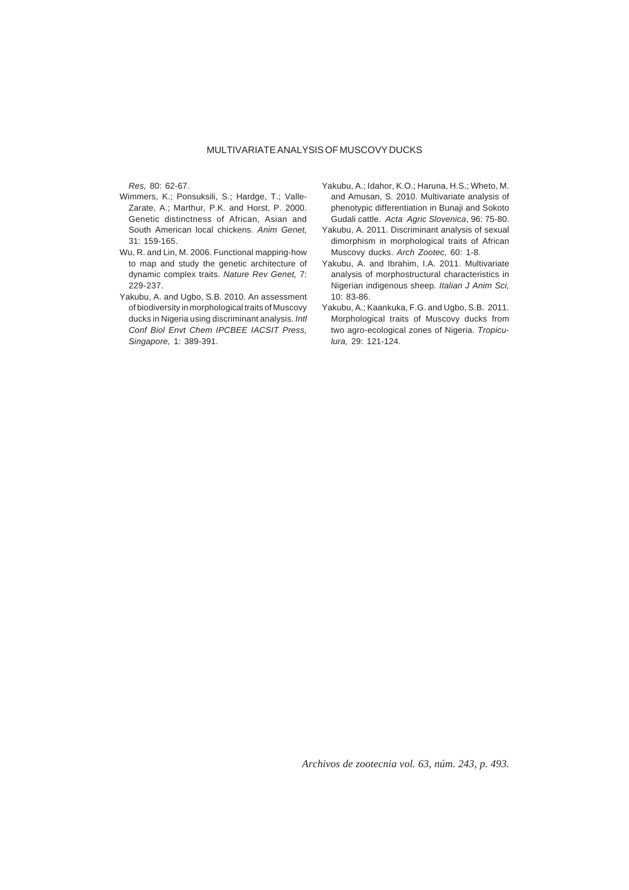*Res,* 80: 62-67.

Wimmers, K.; Ponsuksili, S.; Hardge, T.; Valle-Zarate, A.; Marthur, P.K. and Horst, P. 2000. Genetic distinctness of African, Asian and South American local chickens. *Anim Genet,* 31: 159-165.

Wu, R. and Lin, M. 2006. Functional mapping-how to map and study the genetic architecture of dynamic complex traits. *Nature Rev Genet,* 7: 229-237.

Yakubu, A. and Ugbo, S.B. 2010. An assessment of biodiversity in morphological traits of Muscovy ducks in Nigeria using discriminant analysis. *Intl Conf Biol Envt Chem IPCBEE IACSIT Press, Singapore,* 1: 389-391.

Yakubu, A.; Idahor, K.O.; Haruna, H.S.; Wheto, M. and Amusan, S. 2010. Multivariate analysis of phenotypic differentiation in Bunaji and Sokoto Gudali cattle. *Acta Agric Slovenica*, 96: 75-80.

Yakubu, A. 2011. Discriminant analysis of sexual dimorphism in morphological traits of African Muscovy ducks. *Arch Zootec,* 60: 1-8.

Yakubu, A. and Ibrahim, I.A. 2011. Multivariate analysis of morphostructural characteristics in Nigerian indigenous sheep. *Italian J Anim Sci,* 10: 83-86.

Yakubu, A.; Kaankuka, F.G. and Ugbo, S.B. 2011. Morphological traits of Muscovy ducks from two agro-ecological zones of Nigeria. *Tropicultura,* 29: 121-124.